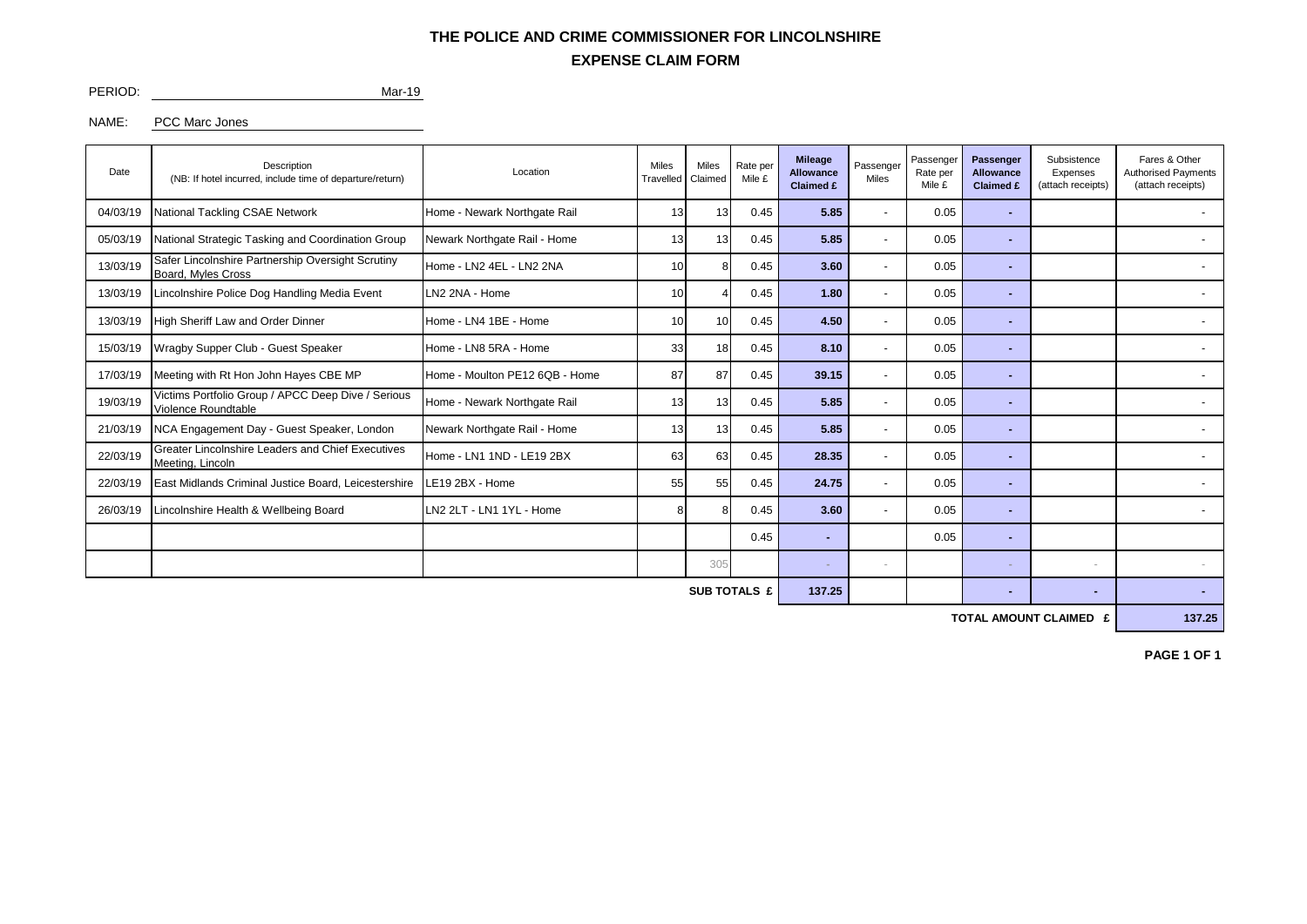# THE POLICE AND CRIME COMMISSIONER FOR LINCOLNSHIRE

## EXPENSE CLAIM FORM

PERIOD: Mar-19

NAME: PCC Marc Jones

| Date | Description (NB: If hotel incurred, include time of departure/return) | Location | Miles Travelled | Miles Claimed | Rate per Mile £ | Mileage Allowance Claimed £ | Passenger Miles | Passenger Rate per Mile £ | Passenger Allowance Claimed £ | Subsistence Expenses (attach receipts) | Fares & Other Authorised Payments (attach receipts) |
|---|---|---|---|---|---|---|---|---|---|---|---|
| 04/03/19 | National Tackling CSAE Network | Home - Newark Northgate Rail | 13 | 13 | 0.45 | 5.85 | - | 0.05 | - | | - |
| 05/03/19 | National Strategic Tasking and Coordination Group | Newark Northgate Rail - Home | 13 | 13 | 0.45 | 5.85 | - | 0.05 | - | | - |
| 13/03/19 | Safer Lincolnshire Partnership Oversight Scrutiny Board, Myles Cross | Home - LN2 4EL - LN2 2NA | 10 | 8 | 0.45 | 3.60 | - | 0.05 | - | | - |
| 13/03/19 | Lincolnshire Police Dog Handling Media Event | LN2 2NA - Home | 10 | 4 | 0.45 | 1.80 | - | 0.05 | - | | - |
| 13/03/19 | High Sheriff Law and Order Dinner | Home - LN4 1BE - Home | 10 | 10 | 0.45 | 4.50 | - | 0.05 | - | | - |
| 15/03/19 | Wragby Supper Club - Guest Speaker | Home - LN8 5RA - Home | 33 | 18 | 0.45 | 8.10 | - | 0.05 | - | | - |
| 17/03/19 | Meeting with Rt Hon John Hayes CBE MP | Home - Moulton PE12 6QB - Home | 87 | 87 | 0.45 | 39.15 | - | 0.05 | - | | - |
| 19/03/19 | Victims Portfolio Group / APCC Deep Dive / Serious Violence Roundtable | Home - Newark Northgate Rail | 13 | 13 | 0.45 | 5.85 | - | 0.05 | - | | - |
| 21/03/19 | NCA Engagement Day - Guest Speaker, London | Newark Northgate Rail - Home | 13 | 13 | 0.45 | 5.85 | - | 0.05 | - | | - |
| 22/03/19 | Greater Lincolnshire Leaders and Chief Executives Meeting, Lincoln | Home - LN1 1ND - LE19 2BX | 63 | 63 | 0.45 | 28.35 | - | 0.05 | - | | - |
| 22/03/19 | East Midlands Criminal Justice Board, Leicestershire | LE19 2BX - Home | 55 | 55 | 0.45 | 24.75 | - | 0.05 | - | | - |
| 26/03/19 | Lincolnshire Health & Wellbeing Board | LN2 2LT - LN1 1YL - Home | 8 | 8 | 0.45 | 3.60 | - | 0.05 | - | | - |
| | | | | | 0.45 | - | | 0.05 | - | | |
| | | | | 305 | | - | - | | - | - | - |
| | | | | | SUB TOTALS £ | 137.25 | | | - | - | - |
| | | | | | | | | | TOTAL AMOUNT CLAIMED £ | | 137.25 |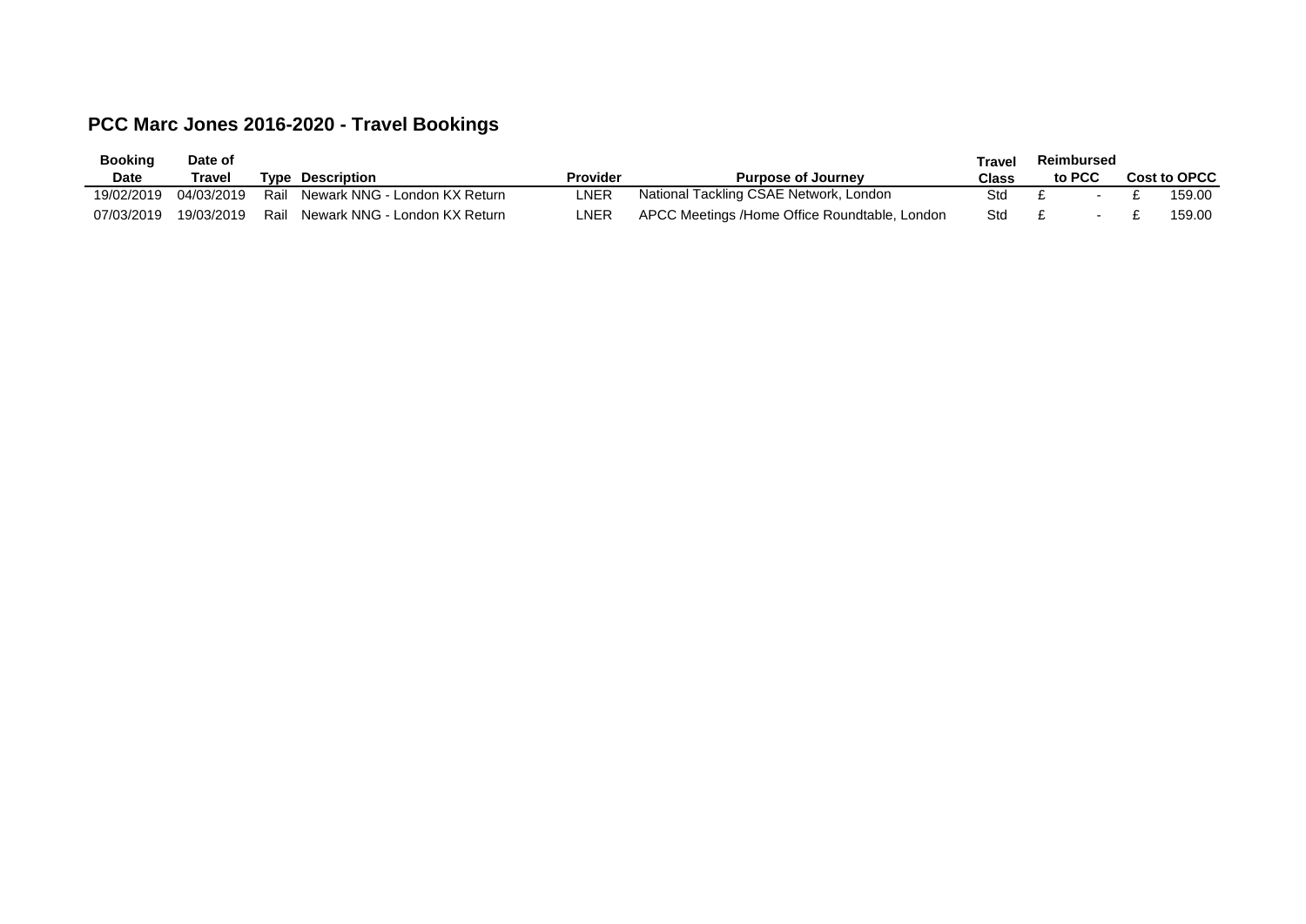## PCC Marc Jones 2016-2020 - Travel Bookings

| Booking Date | Date of Travel | Type | Description | Provider | Purpose of Journey | Travel Class | Reimbursed to PCC | Cost to OPCC |
|---|---|---|---|---|---|---|---|---|
| 19/02/2019 | 04/03/2019 | Rail | Newark NNG - London KX Return | LNER | National Tackling CSAE Network, London | Std | £ - | £ 159.00 |
| 07/03/2019 | 19/03/2019 | Rail | Newark NNG - London KX Return | LNER | APCC Meetings /Home Office Roundtable, London | Std | £ - | £ 159.00 |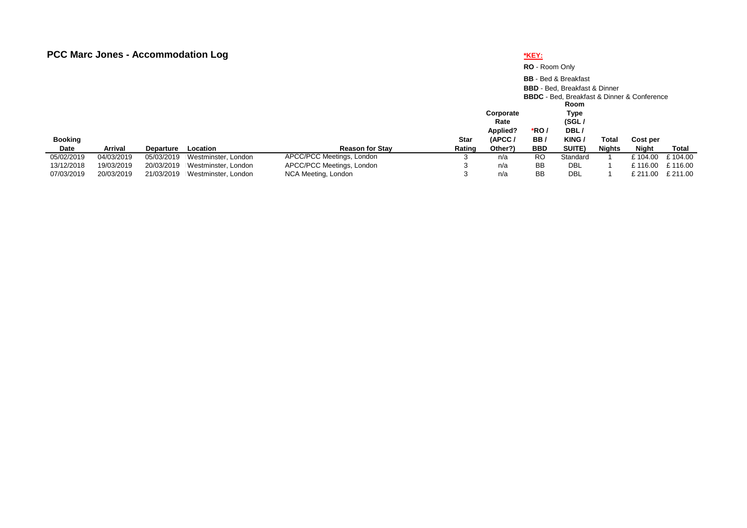# PCC Marc Jones - Accommodation Log

***KEY:**

**RO** - Room Only

**BB** - Bed & Breakfast

**BBD** - Bed, Breakfast & Dinner

**BBDC** - Bed, Breakfast & Dinner & Conference

| Booking Date | Arrival | Departure | Location | Reason for Stay | Star Rating | Corporate Rate Applied? (APCC / Other?) | *RO / BB / BBD | Room Type (SGL / DBL / KING / SUITE) | Total Nights | Cost per Night | Total |
|---|---|---|---|---|---|---|---|---|---|---|---|
| 05/02/2019 | 04/03/2019 | 05/03/2019 | Westminster, London | APCC/PCC Meetings, London | 3 | n/a | RO | Standard | 1 | £ 104.00 | £ 104.00 |
| 13/12/2018 | 19/03/2019 | 20/03/2019 | Westminster, London | APCC/PCC Meetings, London | 3 | n/a | BB | DBL | 1 | £ 116.00 | £ 116.00 |
| 07/03/2019 | 20/03/2019 | 21/03/2019 | Westminster, London | NCA Meeting, London | 3 | n/a | BB | DBL | 1 | £ 211.00 | £ 211.00 |